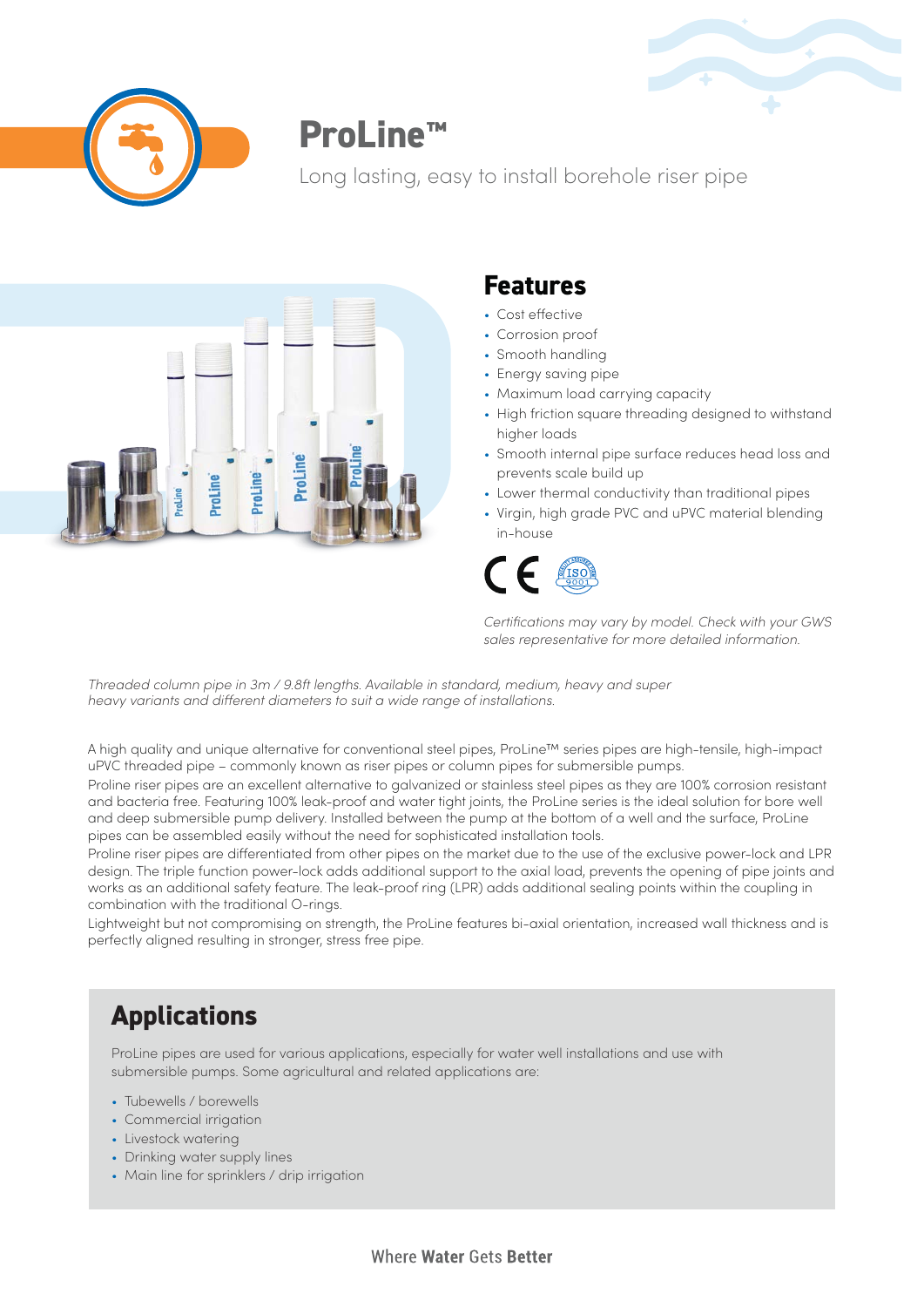# ProLine™

Long lasting, easy to install borehole riser pipe

## Features

- Cost effective
- Corrosion proof
- Smooth handling
- Energy saving pipe
- Maximum load carrying capacity
- High friction square threading designed to withstand higher loads
- Smooth internal pipe surface reduces head loss and prevents scale build up
- Lower thermal conductivity than traditional pipes
- Virgin, high grade PVC and uPVC material blending in-house

*Certifications may vary by model. Check with your GWS sales representative for more detailed information.*

*Threaded column pipe in 3m / 9.8ft lengths. Available in standard, medium, heavy and super heavy variants and different diameters to suit a wide range of installations.*

A high quality and unique alternative for conventional steel pipes, ProLine™ series pipes are high-tensile, high-impact uPVC threaded pipe – commonly known as riser pipes or column pipes for submersible pumps.

Proline riser pipes are an excellent alternative to galvanized or stainless steel pipes as they are 100% corrosion resistant and bacteria free. Featuring 100% leak-proof and water tight joints, the ProLine series is the ideal solution for bore well and deep submersible pump delivery. Installed between the pump at the bottom of a well and the surface, ProLine pipes can be assembled easily without the need for sophisticated installation tools.

Proline riser pipes are differentiated from other pipes on the market due to the use of the exclusive power-lock and LPR design. The triple function power-lock adds additional support to the axial load, prevents the opening of pipe joints and works as an additional safety feature. The leak-proof ring (LPR) adds additional sealing points within the coupling in combination with the traditional O-rings.

Lightweight but not compromising on strength, the ProLine features bi-axial orientation, increased wall thickness and is perfectly aligned resulting in stronger, stress free pipe.

## Applications

ProLine pipes are used for various applications, especially for water well installations and use with submersible pumps. Some agricultural and related applications are:

- Tubewells / borewells
- Commercial irrigation
- Livestock watering
- Drinking water supply lines
- Main line for sprinklers / drip irrigation

Where **Water** Gets **Better**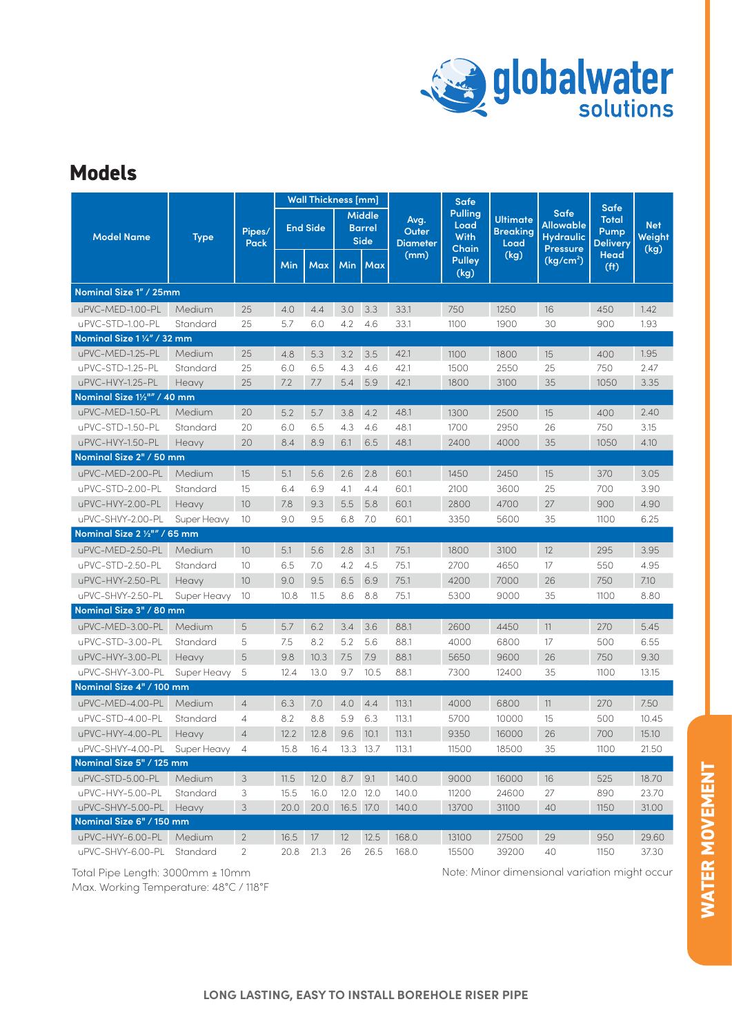## Models

| Model Name | Type | Pipes/ Pack | Wall Thickness [mm] | | | | Avg. Outer Diameter (mm) | Safe Pulling Load With Chain Pulley (kg) | Ultimate Breaking Load (kg) | Safe Allowable Hydraulic Pressure (kg/cm²) | Safe Total Pump Delivery Head (ft) | Net Weight (kg) |
|---|---|---|---|---|---|---|---|---|---|---|---|---|
| | | | End Side | | Middle Barrel Side | | | | | | | |
| | | | Min | Max | Min | Max | | | | | | |
| **Nominal Size 1" / 25mm** | | | | | | | | | | | | |
| uPVC-MED-1.00-PL | Medium | 25 | 4.0 | 4.4 | 3.0 | 3.3 | 33.1 | 750 | 1250 | 16 | 450 | 1.42 |
| uPVC-STD-1.00-PL | Standard | 25 | 5.7 | 6.0 | 4.2 | 4.6 | 33.1 | 1100 | 1900 | 30 | 900 | 1.93 |
| **Nominal Size 1 ¼" / 32 mm** | | | | | | | | | | | | |
| uPVC-MED-1.25-PL | Medium | 25 | 4.8 | 5.3 | 3.2 | 3.5 | 42.1 | 1100 | 1800 | 15 | 400 | 1.95 |
| uPVC-STD-1.25-PL | Standard | 25 | 6.0 | 6.5 | 4.3 | 4.6 | 42.1 | 1500 | 2550 | 25 | 750 | 2.47 |
| uPVC-HVY-1.25-PL | Heavy | 25 | 7.2 | 7.7 | 5.4 | 5.9 | 42.1 | 1800 | 3100 | 35 | 1050 | 3.35 |
| **Nominal Size 1½"" / 40 mm** | | | | | | | | | | | | |
| uPVC-MED-1.50-PL | Medium | 20 | 5.2 | 5.7 | 3.8 | 4.2 | 48.1 | 1300 | 2500 | 15 | 400 | 2.40 |
| uPVC-STD-1.50-PL | Standard | 20 | 6.0 | 6.5 | 4.3 | 4.6 | 48.1 | 1700 | 2950 | 26 | 750 | 3.15 |
| uPVC-HVY-1.50-PL | Heavy | 20 | 8.4 | 8.9 | 6.1 | 6.5 | 48.1 | 2400 | 4000 | 35 | 1050 | 4.10 |
| **Nominal Size 2" / 50 mm** | | | | | | | | | | | | |
| uPVC-MED-2.00-PL | Medium | 15 | 5.1 | 5.6 | 2.6 | 2.8 | 60.1 | 1450 | 2450 | 15 | 370 | 3.05 |
| uPVC-STD-2.00-PL | Standard | 15 | 6.4 | 6.9 | 4.1 | 4.4 | 60.1 | 2100 | 3600 | 25 | 700 | 3.90 |
| uPVC-HVY-2.00-PL | Heavy | 10 | 7.8 | 9.3 | 5.5 | 5.8 | 60.1 | 2800 | 4700 | 27 | 900 | 4.90 |
| uPVC-SHVY-2.00-PL | Super Heavy | 10 | 9.0 | 9.5 | 6.8 | 7.0 | 60.1 | 3350 | 5600 | 35 | 1100 | 6.25 |
| **Nominal Size 2 ½"" / 65 mm** | | | | | | | | | | | | |
| uPVC-MED-2.50-PL | Medium | 10 | 5.1 | 5.6 | 2.8 | 3.1 | 75.1 | 1800 | 3100 | 12 | 295 | 3.95 |
| uPVC-STD-2.50-PL | Standard | 10 | 6.5 | 7.0 | 4.2 | 4.5 | 75.1 | 2700 | 4650 | 17 | 550 | 4.95 |
| uPVC-HVY-2.50-PL | Heavy | 10 | 9.0 | 9.5 | 6.5 | 6.9 | 75.1 | 4200 | 7000 | 26 | 750 | 7.10 |
| uPVC-SHVY-2.50-PL | Super Heavy | 10 | 10.8 | 11.5 | 8.6 | 8.8 | 75.1 | 5300 | 9000 | 35 | 1100 | 8.80 |
| **Nominal Size 3" / 80 mm** | | | | | | | | | | | | |
| uPVC-MED-3.00-PL | Medium | 5 | 5.7 | 6.2 | 3.4 | 3.6 | 88.1 | 2600 | 4450 | 11 | 270 | 5.45 |
| uPVC-STD-3.00-PL | Standard | 5 | 7.5 | 8.2 | 5.2 | 5.6 | 88.1 | 4000 | 6800 | 17 | 500 | 6.55 |
| uPVC-HVY-3.00-PL | Heavy | 5 | 9.8 | 10.3 | 7.5 | 7.9 | 88.1 | 5650 | 9600 | 26 | 750 | 9.30 |
| uPVC-SHVY-3.00-PL | Super Heavy | 5 | 12.4 | 13.0 | 9.7 | 10.5 | 88.1 | 7300 | 12400 | 35 | 1100 | 13.15 |
| **Nominal Size 4" / 100 mm** | | | | | | | | | | | | |
| uPVC-MED-4.00-PL | Medium | 4 | 6.3 | 7.0 | 4.0 | 4.4 | 113.1 | 4000 | 6800 | 11 | 270 | 7.50 |
| uPVC-STD-4.00-PL | Standard | 4 | 8.2 | 8.8 | 5.9 | 6.3 | 113.1 | 5700 | 10000 | 15 | 500 | 10.45 |
| uPVC-HVY-4.00-PL | Heavy | 4 | 12.2 | 12.8 | 9.6 | 10.1 | 113.1 | 9350 | 16000 | 26 | 700 | 15.10 |
| uPVC-SHVY-4.00-PL | Super Heavy | 4 | 15.8 | 16.4 | 13.3 | 13.7 | 113.1 | 11500 | 18500 | 35 | 1100 | 21.50 |
| **Nominal Size 5" / 125 mm** | | | | | | | | | | | | |
| uPVC-STD-5.00-PL | Medium | 3 | 11.5 | 12.0 | 8.7 | 9.1 | 140.0 | 9000 | 16000 | 16 | 525 | 18.70 |
| uPVC-HVY-5.00-PL | Standard | 3 | 15.5 | 16.0 | 12.0 | 12.0 | 140.0 | 11200 | 24600 | 27 | 890 | 23.70 |
| uPVC-SHVY-5.00-PL | Heavy | 3 | 20.0 | 20.0 | 16.5 | 17.0 | 140.0 | 13700 | 31100 | 40 | 1150 | 31.00 |
| **Nominal Size 6" / 150 mm** | | | | | | | | | | | | |
| uPVC-HVY-6.00-PL | Medium | 2 | 16.5 | 17 | 12 | 12.5 | 168.0 | 13100 | 27500 | 29 | 950 | 29.60 |
| uPVC-SHVY-6.00-PL | Standard | 2 | 20.8 | 21.3 | 26 | 26.5 | 168.0 | 15500 | 39200 | 40 | 1150 | 37.30 |

Total Pipe Length: 3000mm ± 10mm
Max. Working Temperature: 48°C / 118°F

Note: Minor dimensional variation might occur

WATER MOVEMENT

LONG LASTING, EASY TO INSTALL BOREHOLE RISER PIPE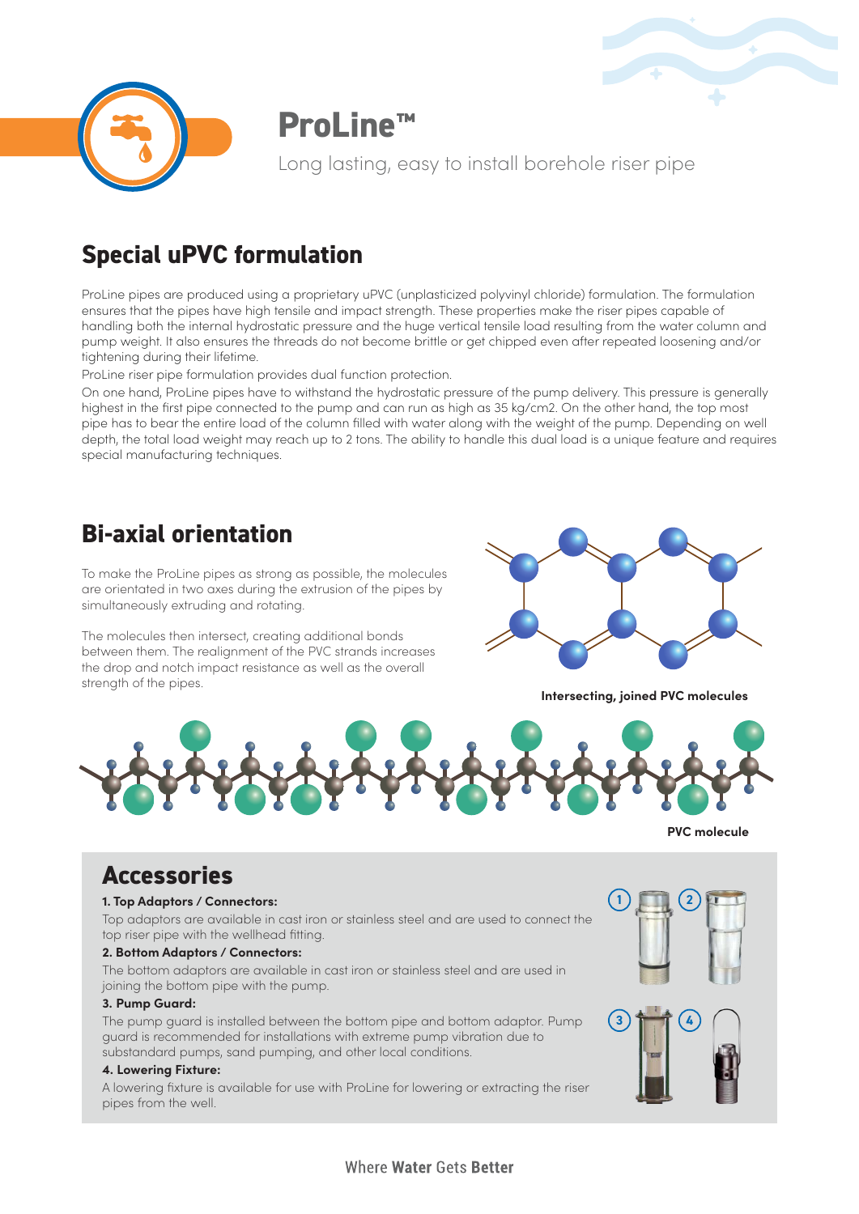# ProLine™

Long lasting, easy to install borehole riser pipe

## Special uPVC formulation

ProLine pipes are produced using a proprietary uPVC (unplasticized polyvinyl chloride) formulation. The formulation ensures that the pipes have high tensile and impact strength. These properties make the riser pipes capable of handling both the internal hydrostatic pressure and the huge vertical tensile load resulting from the water column and pump weight. It also ensures the threads do not become brittle or get chipped even after repeated loosening and/or tightening during their lifetime.

ProLine riser pipe formulation provides dual function protection.

On one hand, ProLine pipes have to withstand the hydrostatic pressure of the pump delivery. This pressure is generally highest in the first pipe connected to the pump and can run as high as 35 kg/cm2. On the other hand, the top most pipe has to bear the entire load of the column filled with water along with the weight of the pump. Depending on well depth, the total load weight may reach up to 2 tons. The ability to handle this dual load is a unique feature and requires special manufacturing techniques.

## Bi-axial orientation

To make the ProLine pipes as strong as possible, the molecules are orientated in two axes during the extrusion of the pipes by simultaneously extruding and rotating.

The molecules then intersect, creating additional bonds between them. The realignment of the PVC strands increases the drop and notch impact resistance as well as the overall strength of the pipes.

**Intersecting, joined PVC molecules**

**PVC molecule**

## Accessories

**1. Top Adaptors / Connectors:**

Top adaptors are available in cast iron or stainless steel and are used to connect the top riser pipe with the wellhead fitting.

**2. Bottom Adaptors / Connectors:**

The bottom adaptors are available in cast iron or stainless steel and are used in joining the bottom pipe with the pump.

**3. Pump Guard:**

The pump guard is installed between the bottom pipe and bottom adaptor. Pump guard is recommended for installations with extreme pump vibration due to substandard pumps, sand pumping, and other local conditions.

**4. Lowering Fixture:**

A lowering fixture is available for use with ProLine for lowering or extracting the riser pipes from the well.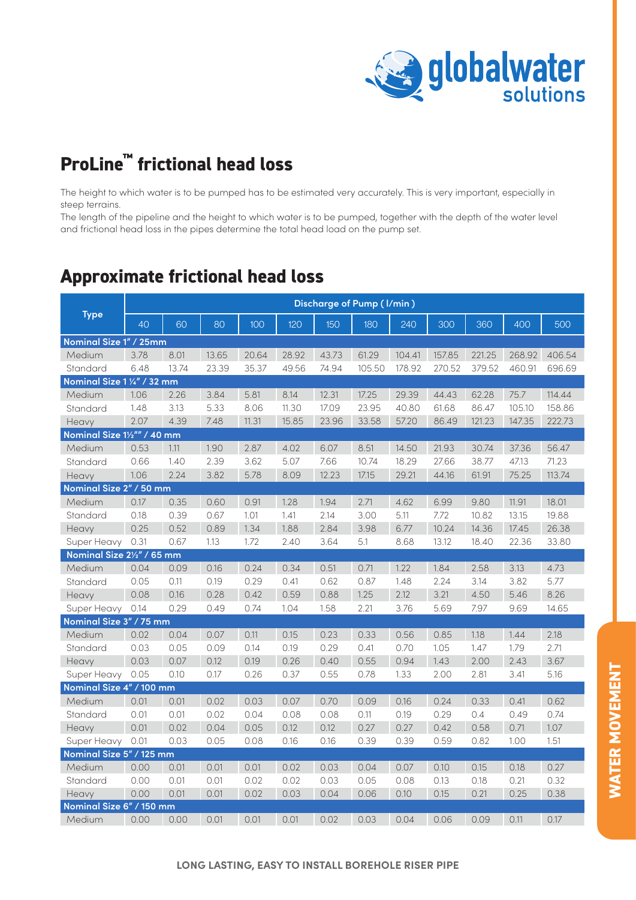## ProLine™ frictional head loss

The height to which water is to be pumped has to be estimated very accurately. This is very important, especially in steep terrains.
The length of the pipeline and the height to which water is to be pumped, together with the depth of the water level and frictional head loss in the pipes determine the total head load on the pump set.

## Approximate frictional head loss

| Type | Discharge of Pump ( l/min ) | | | | | | | | | | | |
|---|---|---|---|---|---|---|---|---|---|---|---|---|
| | 40 | 60 | 80 | 100 | 120 | 150 | 180 | 240 | 300 | 360 | 400 | 500 |
| **Nominal Size 1" / 25mm** | | | | | | | | | | | | |
| Medium | 3.78 | 8.01 | 13.65 | 20.64 | 28.92 | 43.73 | 61.29 | 104.41 | 157.85 | 221.25 | 268.92 | 406.54 |
| Standard | 6.48 | 13.74 | 23.39 | 35.37 | 49.56 | 74.94 | 105.50 | 178.92 | 270.52 | 379.52 | 460.91 | 696.69 |
| **Nominal Size 1 ¼" / 32 mm** | | | | | | | | | | | | |
| Medium | 1.06 | 2.26 | 3.84 | 5.81 | 8.14 | 12.31 | 17.25 | 29.39 | 44.43 | 62.28 | 75.7 | 114.44 |
| Standard | 1.48 | 3.13 | 5.33 | 8.06 | 11.30 | 17.09 | 23.95 | 40.80 | 61.68 | 86.47 | 105.10 | 158.86 |
| Heavy | 2.07 | 4.39 | 7.48 | 11.31 | 15.85 | 23.96 | 33.58 | 57.20 | 86.49 | 121.23 | 147.35 | 222.73 |
| **Nominal Size 1½"" / 40 mm** | | | | | | | | | | | | |
| Medium | 0.53 | 1.11 | 1.90 | 2.87 | 4.02 | 6.07 | 8.51 | 14.50 | 21.93 | 30.74 | 37.36 | 56.47 |
| Standard | 0.66 | 1.40 | 2.39 | 3.62 | 5.07 | 7.66 | 10.74 | 18.29 | 27.66 | 38.77 | 47.13 | 71.23 |
| Heavy | 1.06 | 2.24 | 3.82 | 5.78 | 8.09 | 12.23 | 17.15 | 29.21 | 44.16 | 61.91 | 75.25 | 113.74 |
| **Nominal Size 2" / 50 mm** | | | | | | | | | | | | |
| Medium | 0.17 | 0.35 | 0.60 | 0.91 | 1.28 | 1.94 | 2.71 | 4.62 | 6.99 | 9.80 | 11.91 | 18.01 |
| Standard | 0.18 | 0.39 | 0.67 | 1.01 | 1.41 | 2.14 | 3.00 | 5.11 | 7.72 | 10.82 | 13.15 | 19.88 |
| Heavy | 0.25 | 0.52 | 0.89 | 1.34 | 1.88 | 2.84 | 3.98 | 6.77 | 10.24 | 14.36 | 17.45 | 26.38 |
| Super Heavy | 0.31 | 0.67 | 1.13 | 1.72 | 2.40 | 3.64 | 5.1 | 8.68 | 13.12 | 18.40 | 22.36 | 33.80 |
| **Nominal Size 2½" / 65 mm** | | | | | | | | | | | | |
| Medium | 0.04 | 0.09 | 0.16 | 0.24 | 0.34 | 0.51 | 0.71 | 1.22 | 1.84 | 2.58 | 3.13 | 4.73 |
| Standard | 0.05 | 0.11 | 0.19 | 0.29 | 0.41 | 0.62 | 0.87 | 1.48 | 2.24 | 3.14 | 3.82 | 5.77 |
| Heavy | 0.08 | 0.16 | 0.28 | 0.42 | 0.59 | 0.88 | 1.25 | 2.12 | 3.21 | 4.50 | 5.46 | 8.26 |
| Super Heavy | 0.14 | 0.29 | 0.49 | 0.74 | 1.04 | 1.58 | 2.21 | 3.76 | 5.69 | 7.97 | 9.69 | 14.65 |
| **Nominal Size 3" / 75 mm** | | | | | | | | | | | | |
| Medium | 0.02 | 0.04 | 0.07 | 0.11 | 0.15 | 0.23 | 0.33 | 0.56 | 0.85 | 1.18 | 1.44 | 2.18 |
| Standard | 0.03 | 0.05 | 0.09 | 0.14 | 0.19 | 0.29 | 0.41 | 0.70 | 1.05 | 1.47 | 1.79 | 2.71 |
| Heavy | 0.03 | 0.07 | 0.12 | 0.19 | 0.26 | 0.40 | 0.55 | 0.94 | 1.43 | 2.00 | 2.43 | 3.67 |
| Super Heavy | 0.05 | 0.10 | 0.17 | 0.26 | 0.37 | 0.55 | 0.78 | 1.33 | 2.00 | 2.81 | 3.41 | 5.16 |
| **Nominal Size 4" / 100 mm** | | | | | | | | | | | | |
| Medium | 0.01 | 0.01 | 0.02 | 0.03 | 0.07 | 0.70 | 0.09 | 0.16 | 0.24 | 0.33 | 0.41 | 0.62 |
| Standard | 0.01 | 0.01 | 0.02 | 0.04 | 0.08 | 0.08 | 0.11 | 0.19 | 0.29 | 0.4 | 0.49 | 0.74 |
| Heavy | 0.01 | 0.02 | 0.04 | 0.05 | 0.12 | 0.12 | 0.27 | 0.27 | 0.42 | 0.58 | 0.71 | 1.07 |
| Super Heavy | 0.01 | 0.03 | 0.05 | 0.08 | 0.16 | 0.16 | 0.39 | 0.39 | 0.59 | 0.82 | 1.00 | 1.51 |
| **Nominal Size 5" / 125 mm** | | | | | | | | | | | | |
| Medium | 0.00 | 0.01 | 0.01 | 0.01 | 0.02 | 0.03 | 0.04 | 0.07 | 0.10 | 0.15 | 0.18 | 0.27 |
| Standard | 0.00 | 0.01 | 0.01 | 0.02 | 0.02 | 0.03 | 0.05 | 0.08 | 0.13 | 0.18 | 0.21 | 0.32 |
| Heavy | 0.00 | 0.01 | 0.01 | 0.02 | 0.03 | 0.04 | 0.06 | 0.10 | 0.15 | 0.21 | 0.25 | 0.38 |
| **Nominal Size 6" / 150 mm** | | | | | | | | | | | | |
| Medium | 0.00 | 0.00 | 0.01 | 0.01 | 0.01 | 0.02 | 0.03 | 0.04 | 0.06 | 0.09 | 0.11 | 0.17 |